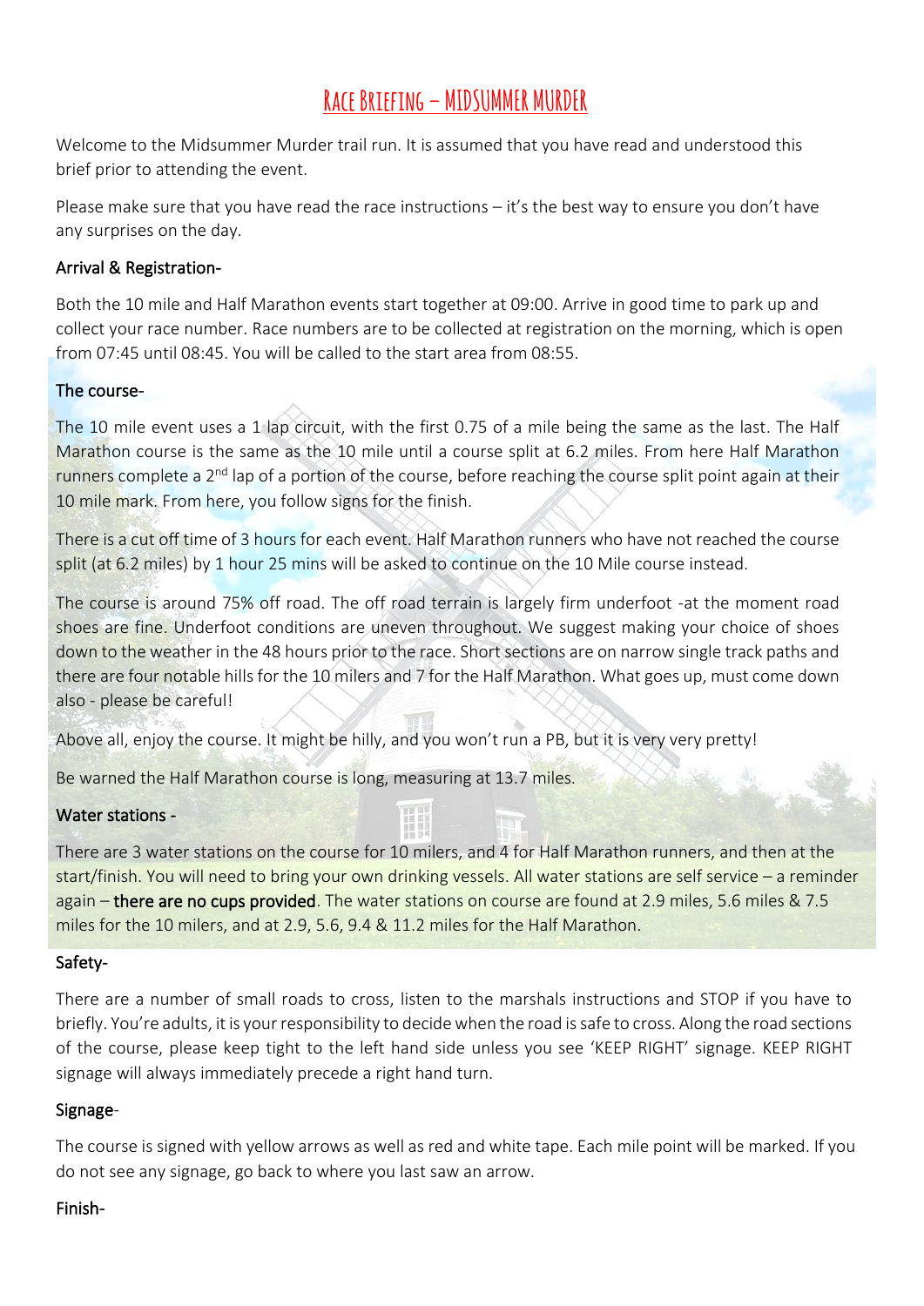# Race Briefing – MIDSUMMER MURDER

Welcome to the Midsummer Murder trail run. It is assumed that you have read and understood this brief prior to attending the event.

Please make sure that you have read the race instructions – it's the best way to ensure you don't have any surprises on the day.

## Arrival & Registration-

Both the 10 mile and Half Marathon events start together at 09:00. Arrive in good time to park up and collect your race number. Race numbers are to be collected at registration on the morning, which is open from 07:45 until 08:45. You will be called to the start area from 08:55.

## The course-

The 10 mile event uses a 1 lap circuit, with the first 0.75 of a mile being the same as the last. The Half Marathon course is the same as the 10 mile until a course split at 6.2 miles. From here Half Marathon runners complete a 2nd lap of a portion of the course, before reaching the course split point again at their 10 mile mark. From here, you follow signs for the finish.

There is a cut off time of 3 hours for each event. Half Marathon runners who have not reached the course split (at 6.2 miles) by 1 hour 25 mins will be asked to continue on the 10 Mile course instead.

The course is around 75% off road. The off road terrain is largely firm underfoot -at the moment road shoes are fine. Underfoot conditions are uneven throughout. We suggest making your choice of shoes down to the weather in the 48 hours prior to the race. Short sections are on narrow single track paths and there are four notable hills for the 10 milers and 7 for the Half Marathon. What goes up, must come down also - please be careful!

Above all, enjoy the course. It might be hilly, and you won't run a PB, but it is very very pretty!

Be warned the Half Marathon course is long, measuring at 13.7 miles.

## Water stations -

There are 3 water stations on the course for 10 milers, and 4 for Half Marathon runners, and then at the start/finish. You will need to bring your own drinking vessels. All water stations are self service – a reminder again – **there are no cups provided**. The water stations on course are found at 2.9 miles, 5.6 miles & 7.5 miles for the 10 milers, and at 2.9, 5.6, 9.4 & 11.2 miles for the Half Marathon.

## Safety-

There are a number of small roads to cross, listen to the marshals instructions and STOP if you have to briefly. You're adults, it is your responsibility to decide when the road is safe to cross. Along the road sections of the course, please keep tight to the left hand side unless you see 'KEEP RIGHT' signage. KEEP RIGHT signage will always immediately precede a right hand turn.

## Signage-

The course is signed with yellow arrows as well as red and white tape. Each mile point will be marked. If you do not see any signage, go back to where you last saw an arrow.

## Finish-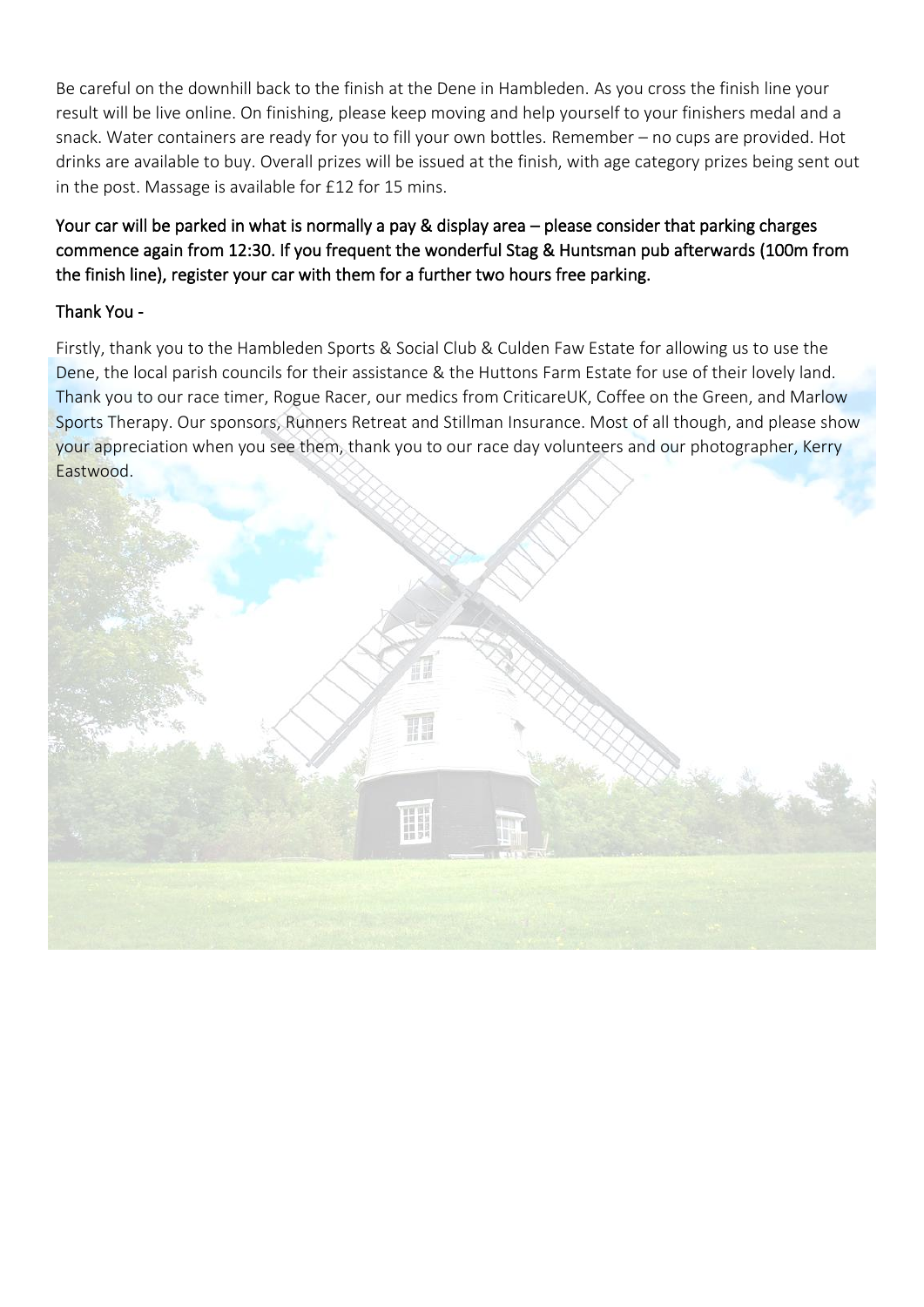Be careful on the downhill back to the finish at the Dene in Hambleden. As you cross the finish line your result will be live online. On finishing, please keep moving and help yourself to your finishers medal and a snack. Water containers are ready for you to fill your own bottles. Remember – no cups are provided. Hot drinks are available to buy. Overall prizes will be issued at the finish, with age category prizes being sent out in the post. Massage is available for £12 for 15 mins.

Your car will be parked in what is normally a pay & display area – please consider that parking charges commence again from 12:30. If you frequent the wonderful Stag & Huntsman pub afterwards (100m from the finish line), register your car with them for a further two hours free parking.

Thank You -

Firstly, thank you to the Hambleden Sports & Social Club & Culden Faw Estate for allowing us to use the Dene, the local parish councils for their assistance & the Huttons Farm Estate for use of their lovely land. Thank you to our race timer, Rogue Racer, our medics from CriticareUK, Coffee on the Green, and Marlow Sports Therapy. Our sponsors, Runners Retreat and Stillman Insurance. Most of all though, and please show your appreciation when you see them, thank you to our race day volunteers and our photographer, Kerry Eastwood.